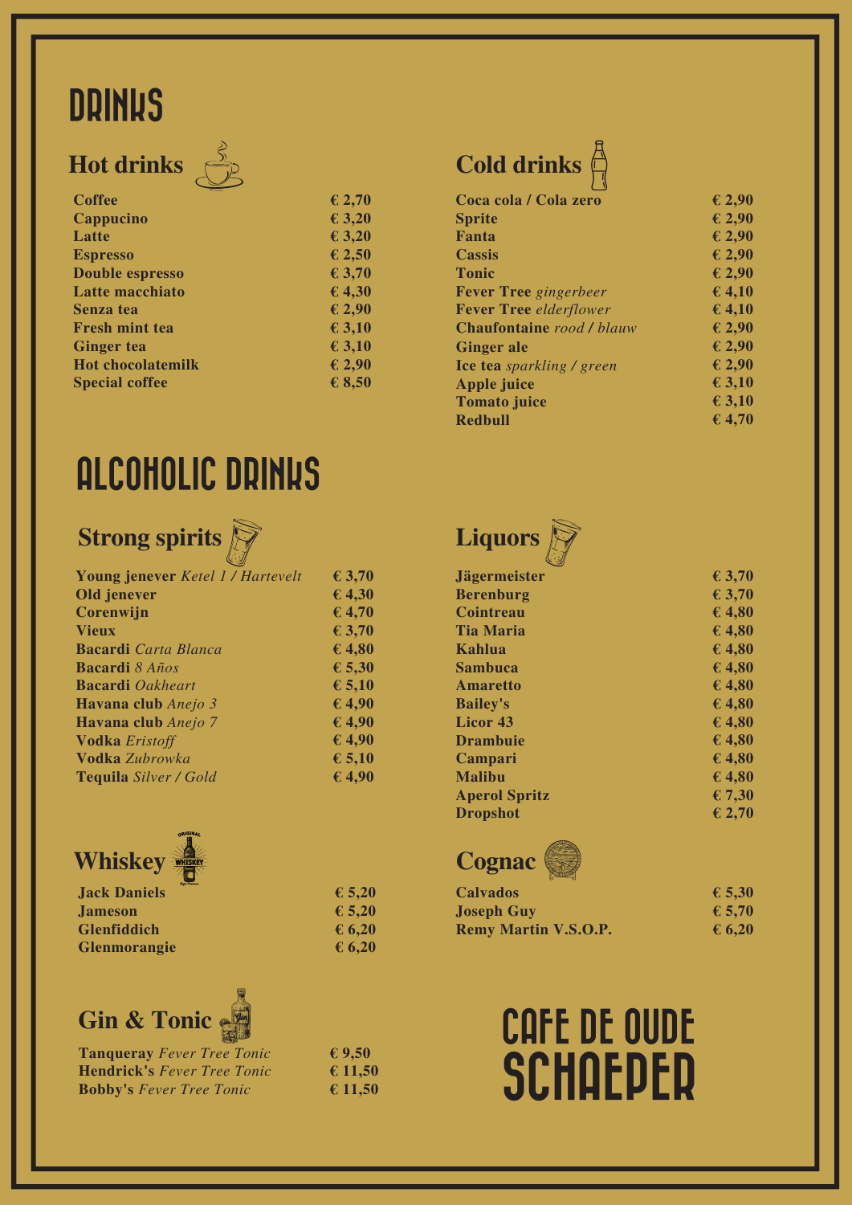# DRINKS

## Hot drinks

| Item | Price |
|---|---|
| **Coffee** | **€ 2,70** |
| **Cappucino** | **€ 3,20** |
| **Latte** | **€ 3,20** |
| **Espresso** | **€ 2,50** |
| **Double espresso** | **€ 3,70** |
| **Latte macchiato** | **€ 4,30** |
| **Senza tea** | **€ 2,90** |
| **Fresh mint tea** | **€ 3,10** |
| **Ginger tea** | **€ 3,10** |
| **Hot chocolatemilk** | **€ 2,90** |
| **Special coffee** | **€ 8,50** |

## Cold drinks

| Item | Price |
|---|---|
| **Coca cola / Cola zero** | **€ 2,90** |
| **Sprite** | **€ 2,90** |
| **Fanta** | **€ 2,90** |
| **Cassis** | **€ 2,90** |
| **Tonic** | **€ 2,90** |
| **Fever Tree** *gingerbeer* | **€ 4,10** |
| **Fever Tree** *elderflower* | **€ 4,10** |
| **Chaufontaine** *rood* **/** *blauw* | **€ 2,90** |
| **Ginger ale** | **€ 2,90** |
| **Ice tea** *sparkling / green* | **€ 2,90** |
| **Apple juice** | **€ 3,10** |
| **Tomato juice** | **€ 3,10** |
| **Redbull** | **€ 4,70** |

# ALCOHOLIC DRINKS

## Strong spirits

| Item | Price |
|---|---|
| **Young jenever** *Ketel 1 / Hartevelt* | **€ 3,70** |
| **Old jenever** | **€ 4,30** |
| **Corenwijn** | **€ 4,70** |
| **Vieux** | **€ 3,70** |
| **Bacardi** *Carta Blanca* | **€ 4,80** |
| **Bacardi** *8 Años* | **€ 5,30** |
| **Bacardi** *Oakheart* | **€ 5,10** |
| **Havana club** *Anejo 3* | **€ 4,90** |
| **Havana club** *Anejo 7* | **€ 4,90** |
| **Vodka** *Eristoff* | **€ 4,90** |
| **Vodka** *Zubrowka* | **€ 5,10** |
| **Tequila** *Silver / Gold* | **€ 4,90** |

## Liquors

| Item | Price |
|---|---|
| **Jägermeister** | **€ 3,70** |
| **Berenburg** | **€ 3,70** |
| **Cointreau** | **€ 4,80** |
| **Tia Maria** | **€ 4,80** |
| **Kahlua** | **€ 4,80** |
| **Sambuca** | **€ 4,80** |
| **Amaretto** | **€ 4,80** |
| **Bailey's** | **€ 4,80** |
| **Licor 43** | **€ 4,80** |
| **Drambuie** | **€ 4,80** |
| **Campari** | **€ 4,80** |
| **Malibu** | **€ 4,80** |
| **Aperol Spritz** | **€ 7,30** |
| **Dropshot** | **€ 2,70** |

## Whiskey

| Item | Price |
|---|---|
| **Jack Daniels** | **€ 5,20** |
| **Jameson** | **€ 5,20** |
| **Glenfiddich** | **€ 6,20** |
| **Glenmorangie** | **€ 6,20** |

## Cognac

| Item | Price |
|---|---|
| **Calvados** | **€ 5,30** |
| **Joseph Guy** | **€ 5,70** |
| **Remy Martin V.S.O.P.** | **€ 6,20** |

## Gin & Tonic

| Item | Price |
|---|---|
| **Tanqueray** *Fever Tree Tonic* | **€ 9,50** |
| **Hendrick's** *Fever Tree Tonic* | **€ 11,50** |
| **Bobby's** *Fever Tree Tonic* | **€ 11,50** |

# CAFE DE OUDE SCHAEPER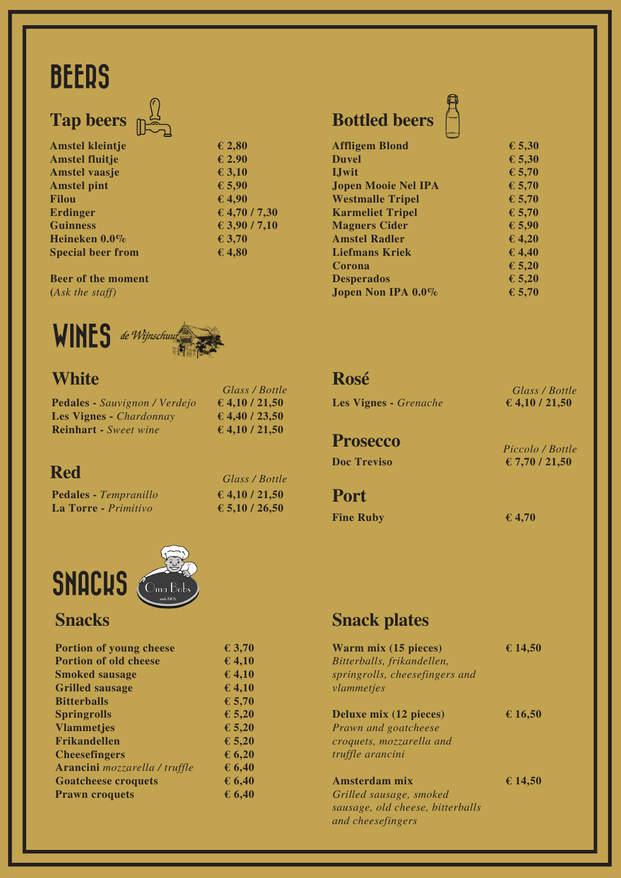# BEERS

## Tap beers

| | |
|---|---|
| **Amstel kleintje** | **€ 2,80** |
| **Amstel fluitje** | **€ 2.90** |
| **Amstel vaasje** | **€ 3,10** |
| **Amstel pint** | **€ 5,90** |
| **Filou** | **€ 4,90** |
| **Erdinger** | **€ 4,70 / 7,30** |
| **Guinness** | **€ 3,90 / 7,10** |
| **Heineken 0.0%** | **€ 3,70** |
| **Special beer from** | **€ 4,80** |

**Beer of the moment**
**(***Ask the staff***)**

## Bottled beers

| | |
|---|---|
| **Affligem Blond** | **€ 5,30** |
| **Duvel** | **€ 5,30** |
| **IJwit** | **€ 5,70** |
| **Jopen Mooie Nel IPA** | **€ 5,70** |
| **Westmalle Tripel** | **€ 5,70** |
| **Karmeliet Tripel** | **€ 5,70** |
| **Magners Cider** | **€ 5,90** |
| **Amstel Radler** | **€ 4,20** |
| **Liefmans Kriek** | **€ 4,40** |
| **Corona** | **€ 5,20** |
| **Desperados** | **€ 5,20** |
| **Jopen Non IPA 0.0%** | **€ 5,70** |

# WINES *de Wijnschuur*

## White

| | *Glass / Bottle* |
|---|---|
| **Pedales -** *Sauvignon / Verdejo* | **€ 4,10 / 21,50** |
| **Les Vignes -** *Chardonnay* | **€ 4,40 / 23,50** |
| **Reinhart -** *Sweet wine* | **€ 4,10 / 21,50** |

## Red

| | *Glass / Bottle* |
|---|---|
| **Pedales -** *Tempranillo* | **€ 4,10 / 21,50** |
| **La Torre -** *Primitivo* | **€ 5,10 / 26,50** |

## Rosé

| | *Glass / Bottle* |
|---|---|
| **Les Vignes -** *Grenache* | **€ 4,10 / 21,50** |

## Prosecco

| | *Piccolo / Bottle* |
|---|---|
| **Doc Treviso** | **€ 7,70 / 21,50** |

## Port

| | |
|---|---|
| **Fine Ruby** | **€ 4,70** |

# SNACKS

Oma Bobs

## Snacks

| | |
|---|---|
| **Portion of young cheese** | **€ 3,70** |
| **Portion of old cheese** | **€ 4,10** |
| **Smoked sausage** | **€ 4,10** |
| **Grilled sausage** | **€ 4,10** |
| **Bitterballs** | **€ 5,70** |
| **Springrolls** | **€ 5,20** |
| **Vlammetjes** | **€ 5,20** |
| **Frikandellen** | **€ 5,20** |
| **Cheesefingers** | **€ 6,20** |
| **Arancini** *mozzarella / truffle* | **€ 6,40** |
| **Goatcheese croquets** | **€ 6,40** |
| **Prawn croquets** | **€ 6,40** |

## Snack plates

**Warm mix (15 pieces)** **€ 14,50**
*Bitterballs, frikandellen, springrolls, cheesefingers and vlammetjes*

**Deluxe mix (12 pieces)** **€ 16,50**
*Prawn and goatcheese croquets, mozzarella and truffle arancini*

**Amsterdam mix** **€ 14,50**
*Grilled sausage, smoked sausage, old cheese, bitterballs and cheesefingers*